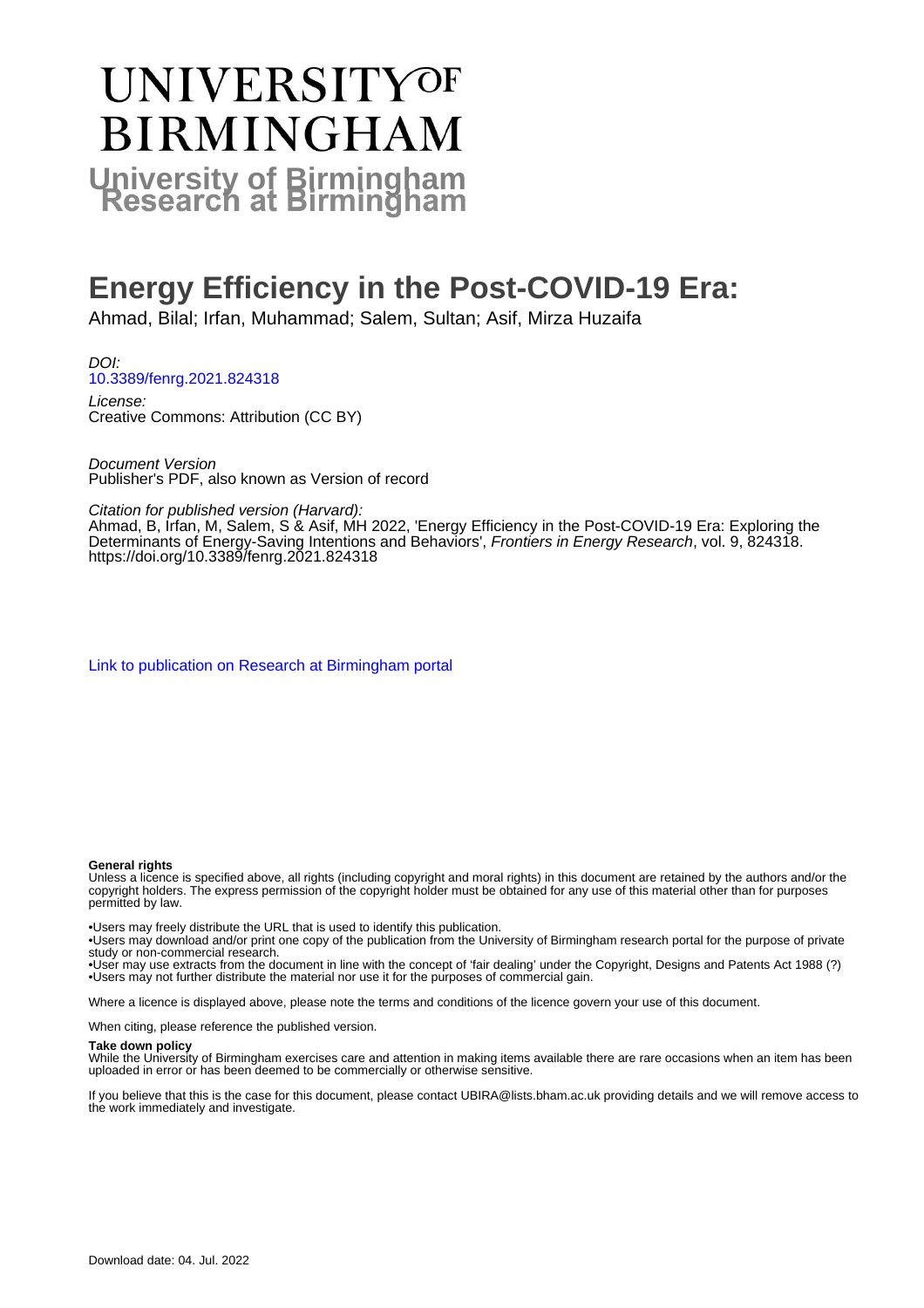# University of Birmingham Research at Birmingham

# Energy Efficiency in the Post-COVID-19 Era:

Ahmad, Bilal; Irfan, Muhammad; Salem, Sultan; Asif, Mirza Huzaifa

*DOI:*
10.3389/fenrg.2021.824318

*License:*
Creative Commons: Attribution (CC BY)

*Document Version*
Publisher's PDF, also known as Version of record

*Citation for published version (Harvard):*
Ahmad, B, Irfan, M, Salem, S & Asif, MH 2022, 'Energy Efficiency in the Post-COVID-19 Era: Exploring the Determinants of Energy-Saving Intentions and Behaviors', *Frontiers in Energy Research*, vol. 9, 824318. https://doi.org/10.3389/fenrg.2021.824318

Link to publication on Research at Birmingham portal

**General rights**
Unless a licence is specified above, all rights (including copyright and moral rights) in this document are retained by the authors and/or the copyright holders. The express permission of the copyright holder must be obtained for any use of this material other than for purposes permitted by law.

•Users may freely distribute the URL that is used to identify this publication.
•Users may download and/or print one copy of the publication from the University of Birmingham research portal for the purpose of private study or non-commercial research.
•User may use extracts from the document in line with the concept of 'fair dealing' under the Copyright, Designs and Patents Act 1988 (?)
•Users may not further distribute the material nor use it for the purposes of commercial gain.

Where a licence is displayed above, please note the terms and conditions of the licence govern your use of this document.

When citing, please reference the published version.

**Take down policy**
While the University of Birmingham exercises care and attention in making items available there are rare occasions when an item has been uploaded in error or has been deemed to be commercially or otherwise sensitive.

If you believe that this is the case for this document, please contact UBIRA@lists.bham.ac.uk providing details and we will remove access to the work immediately and investigate.

Download date: 04. Jul. 2022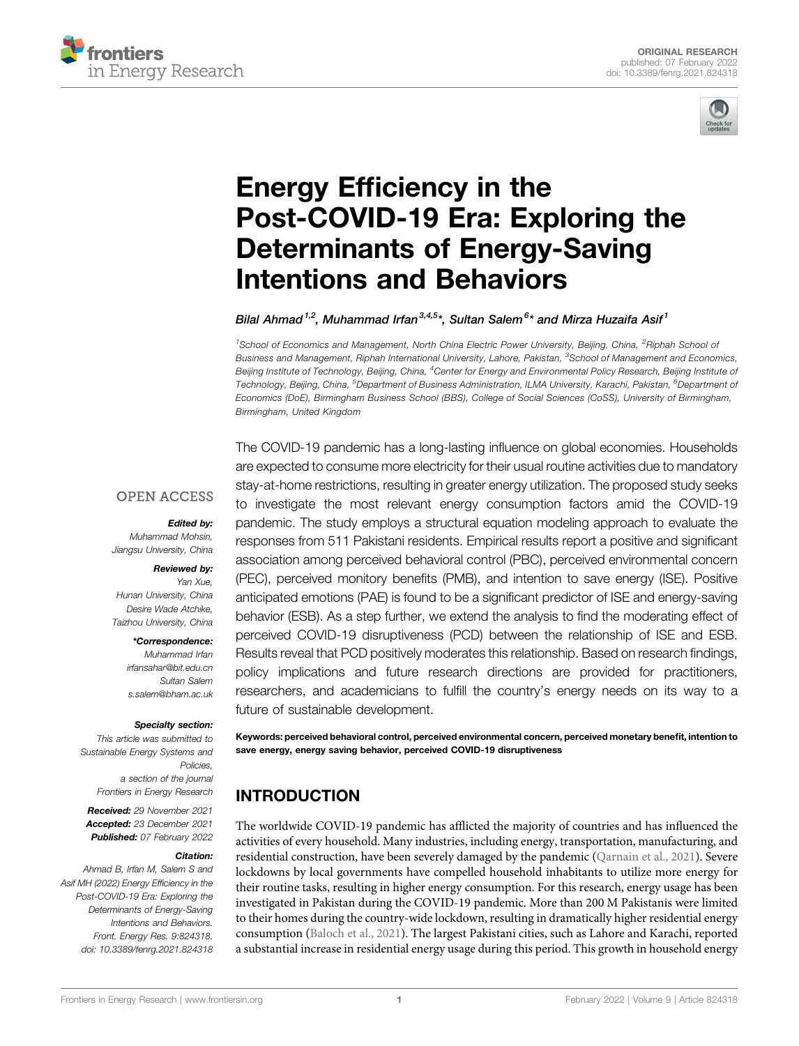# Energy Efficiency in the Post-COVID-19 Era: Exploring the Determinants of Energy-Saving Intentions and Behaviors

*Bilal Ahmad[1,2], Muhammad Irfan[3,4,5]\*, Sultan Salem[6]\* and Mirza Huzaifa Asif[1]*

[1]School of Economics and Management, North China Electric Power University, Beijing, China, [2]Riphah School of Business and Management, Riphah International University, Lahore, Pakistan, [3]School of Management and Economics, Beijing Institute of Technology, Beijing, China, [4]Center for Energy and Environmental Policy Research, Beijing Institute of Technology, Beijing, China, [5]Department of Business Administration, ILMA University, Karachi, Pakistan, [6]Department of Economics (DoE), Birmingham Business School (BBS), College of Social Sciences (CoSS), University of Birmingham, Birmingham, United Kingdom

ORIGINAL RESEARCH
published: 07 February 2022
doi: 10.3389/fenrg.2021.824318

OPEN ACCESS

**Edited by:**
Muhammad Mohsin,
Jiangsu University, China

**Reviewed by:**
Yan Xue,
Hunan University, China
Desire Wade Atchike,
Taizhou University, China

**\*Correspondence:**
Muhammad Irfan
irfansahar@bit.edu.cn
Sultan Salem
s.salem@bham.ac.uk

**Specialty section:**
This article was submitted to Sustainable Energy Systems and Policies,
a section of the journal
Frontiers in Energy Research

**Received:** 29 November 2021
**Accepted:** 23 December 2021
**Published:** 07 February 2022

**Citation:**
Ahmad B, Irfan M, Salem S and Asif MH (2022) Energy Efficiency in the Post-COVID-19 Era: Exploring the Determinants of Energy-Saving Intentions and Behaviors. Front. Energy Res. 9:824318. doi: 10.3389/fenrg.2021.824318

The COVID-19 pandemic has a long-lasting influence on global economies. Households are expected to consume more electricity for their usual routine activities due to mandatory stay-at-home restrictions, resulting in greater energy utilization. The proposed study seeks to investigate the most relevant energy consumption factors amid the COVID-19 pandemic. The study employs a structural equation modeling approach to evaluate the responses from 511 Pakistani residents. Empirical results report a positive and significant association among perceived behavioral control (PBC), perceived environmental concern (PEC), perceived monitory benefits (PMB), and intention to save energy (ISE). Positive anticipated emotions (PAE) is found to be a significant predictor of ISE and energy-saving behavior (ESB). As a step further, we extend the analysis to find the moderating effect of perceived COVID-19 disruptiveness (PCD) between the relationship of ISE and ESB. Results reveal that PCD positively moderates this relationship. Based on research findings, policy implications and future research directions are provided for practitioners, researchers, and academicians to fulfill the country's energy needs on its way to a future of sustainable development.

**Keywords: perceived behavioral control, perceived environmental concern, perceived monetary benefit, intention to save energy, energy saving behavior, perceived COVID-19 disruptiveness**

## INTRODUCTION

The worldwide COVID-19 pandemic has afflicted the majority of countries and has influenced the activities of every household. Many industries, including energy, transportation, manufacturing, and residential construction, have been severely damaged by the pandemic (Qarnain et al., 2021). Severe lockdowns by local governments have compelled household inhabitants to utilize more energy for their routine tasks, resulting in higher energy consumption. For this research, energy usage has been investigated in Pakistan during the COVID-19 pandemic. More than 200 M Pakistanis were limited to their homes during the country-wide lockdown, resulting in dramatically higher residential energy consumption (Baloch et al., 2021). The largest Pakistani cities, such as Lahore and Karachi, reported a substantial increase in residential energy usage during this period. This growth in household energy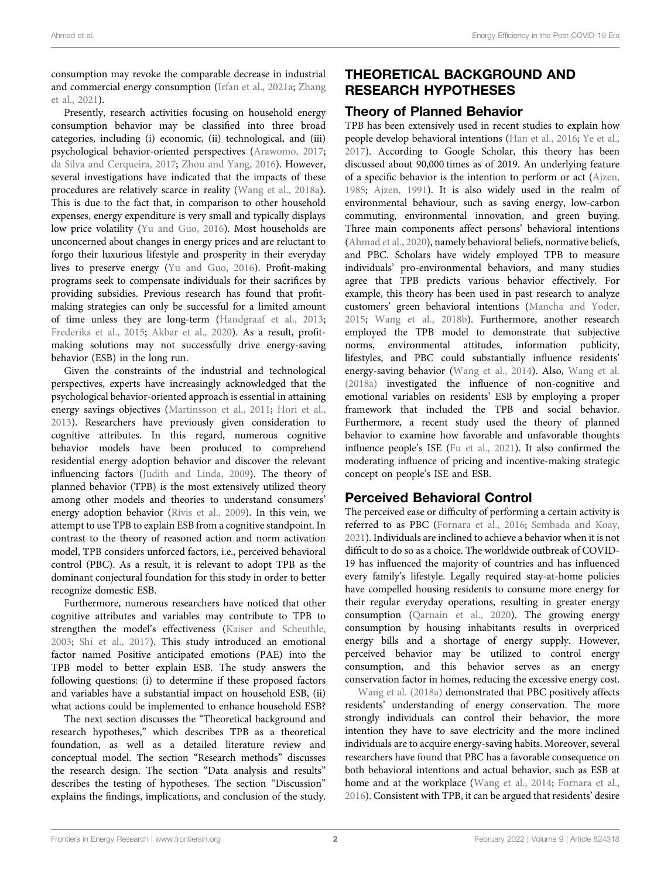consumption may revoke the comparable decrease in industrial and commercial energy consumption (Irfan et al., 2021a; Zhang et al., 2021).

Presently, research activities focusing on household energy consumption behavior may be classified into three broad categories, including (i) economic, (ii) technological, and (iii) psychological behavior-oriented perspectives (Arawomo, 2017; da Silva and Cerqueira, 2017; Zhou and Yang, 2016). However, several investigations have indicated that the impacts of these procedures are relatively scarce in reality (Wang et al., 2018a). This is due to the fact that, in comparison to other household expenses, energy expenditure is very small and typically displays low price volatility (Yu and Guo, 2016). Most households are unconcerned about changes in energy prices and are reluctant to forgo their luxurious lifestyle and prosperity in their everyday lives to preserve energy (Yu and Guo, 2016). Profit-making programs seek to compensate individuals for their sacrifices by providing subsidies. Previous research has found that profit-making strategies can only be successful for a limited amount of time unless they are long-term (Handgraaf et al., 2013; Frederiks et al., 2015; Akbar et al., 2020). As a result, profit-making solutions may not successfully drive energy-saving behavior (ESB) in the long run.

Given the constraints of the industrial and technological perspectives, experts have increasingly acknowledged that the psychological behavior-oriented approach is essential in attaining energy savings objectives (Martinsson et al., 2011; Hori et al., 2013). Researchers have previously given consideration to cognitive attributes. In this regard, numerous cognitive behavior models have been produced to comprehend residential energy adoption behavior and discover the relevant influencing factors (Judith and Linda, 2009). The theory of planned behavior (TPB) is the most extensively utilized theory among other models and theories to understand consumers' energy adoption behavior (Rivis et al., 2009). In this vein, we attempt to use TPB to explain ESB from a cognitive standpoint. In contrast to the theory of reasoned action and norm activation model, TPB considers unforced factors, i.e., perceived behavioral control (PBC). As a result, it is relevant to adopt TPB as the dominant conjectural foundation for this study in order to better recognize domestic ESB.

Furthermore, numerous researchers have noticed that other cognitive attributes and variables may contribute to TPB to strengthen the model's effectiveness (Kaiser and Scheuthle, 2003; Shi et al., 2017). This study introduced an emotional factor named Positive anticipated emotions (PAE) into the TPB model to better explain ESB. The study answers the following questions: (i) to determine if these proposed factors and variables have a substantial impact on household ESB, (ii) what actions could be implemented to enhance household ESB?

The next section discusses the "Theoretical background and research hypotheses," which describes TPB as a theoretical foundation, as well as a detailed literature review and conceptual model. The section "Research methods" discusses the research design. The section "Data analysis and results" describes the testing of hypotheses. The section "Discussion" explains the findings, implications, and conclusion of the study.

## THEORETICAL BACKGROUND AND RESEARCH HYPOTHESES

### Theory of Planned Behavior

TPB has been extensively used in recent studies to explain how people develop behavioral intentions (Han et al., 2016; Ye et al., 2017). According to Google Scholar, this theory has been discussed about 90,000 times as of 2019. An underlying feature of a specific behavior is the intention to perform or act (Ajzen, 1985; Ajzen, 1991). It is also widely used in the realm of environmental behaviour, such as saving energy, low-carbon commuting, environmental innovation, and green buying. Three main components affect persons' behavioral intentions (Ahmad et al., 2020), namely behavioral beliefs, normative beliefs, and PBC. Scholars have widely employed TPB to measure individuals' pro-environmental behaviors, and many studies agree that TPB predicts various behavior effectively. For example, this theory has been used in past research to analyze customers' green behavioral intentions (Mancha and Yoder, 2015; Wang et al., 2018b). Furthermore, another research employed the TPB model to demonstrate that subjective norms, environmental attitudes, information publicity, lifestyles, and PBC could substantially influence residents' energy-saving behavior (Wang et al., 2014). Also, Wang et al. (2018a) investigated the influence of non-cognitive and emotional variables on residents' ESB by employing a proper framework that included the TPB and social behavior. Furthermore, a recent study used the theory of planned behavior to examine how favorable and unfavorable thoughts influence people's ISE (Fu et al., 2021). It also confirmed the moderating influence of pricing and incentive-making strategic concept on people's ISE and ESB.

### Perceived Behavioral Control

The perceived ease or difficulty of performing a certain activity is referred to as PBC (Fornara et al., 2016; Sembada and Koay, 2021). Individuals are inclined to achieve a behavior when it is not difficult to do so as a choice. The worldwide outbreak of COVID-19 has influenced the majority of countries and has influenced every family's lifestyle. Legally required stay-at-home policies have compelled housing residents to consume more energy for their regular everyday operations, resulting in greater energy consumption (Qarnain et al., 2020). The growing energy consumption by housing inhabitants results in overpriced energy bills and a shortage of energy supply. However, perceived behavior may be utilized to control energy consumption, and this behavior serves as an energy conservation factor in homes, reducing the excessive energy cost.

Wang et al. (2018a) demonstrated that PBC positively affects residents' understanding of energy conservation. The more strongly individuals can control their behavior, the more intention they have to save electricity and the more inclined individuals are to acquire energy-saving habits. Moreover, several researchers have found that PBC has a favorable consequence on both behavioral intentions and actual behavior, such as ESB at home and at the workplace (Wang et al., 2014; Fornara et al., 2016). Consistent with TPB, it can be argued that residents' desire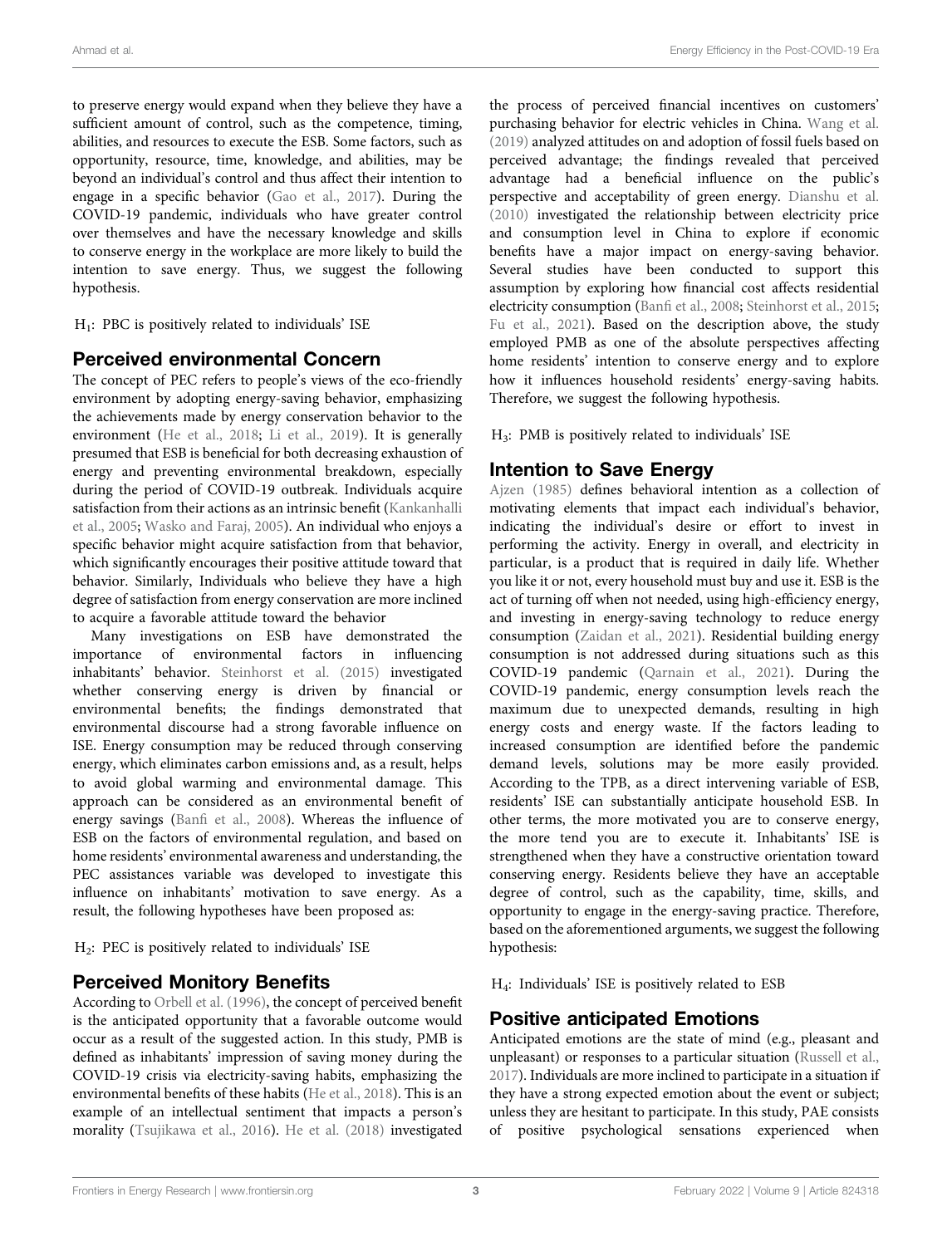to preserve energy would expand when they believe they have a sufficient amount of control, such as the competence, timing, abilities, and resources to execute the ESB. Some factors, such as opportunity, resource, time, knowledge, and abilities, may be beyond an individual's control and thus affect their intention to engage in a specific behavior (Gao et al., 2017). During the COVID-19 pandemic, individuals who have greater control over themselves and have the necessary knowledge and skills to conserve energy in the workplace are more likely to build the intention to save energy. Thus, we suggest the following hypothesis.

$H_1$: PBC is positively related to individuals' ISE

## Perceived environmental Concern

The concept of PEC refers to people's views of the eco-friendly environment by adopting energy-saving behavior, emphasizing the achievements made by energy conservation behavior to the environment (He et al., 2018; Li et al., 2019). It is generally presumed that ESB is beneficial for both decreasing exhaustion of energy and preventing environmental breakdown, especially during the period of COVID-19 outbreak. Individuals acquire satisfaction from their actions as an intrinsic benefit (Kankanhalli et al., 2005; Wasko and Faraj, 2005). An individual who enjoys a specific behavior might acquire satisfaction from that behavior, which significantly encourages their positive attitude toward that behavior. Similarly, Individuals who believe they have a high degree of satisfaction from energy conservation are more inclined to acquire a favorable attitude toward the behavior

Many investigations on ESB have demonstrated the importance of environmental factors in influencing inhabitants' behavior. Steinhorst et al. (2015) investigated whether conserving energy is driven by financial or environmental benefits; the findings demonstrated that environmental discourse had a strong favorable influence on ISE. Energy consumption may be reduced through conserving energy, which eliminates carbon emissions and, as a result, helps to avoid global warming and environmental damage. This approach can be considered as an environmental benefit of energy savings (Banfi et al., 2008). Whereas the influence of ESB on the factors of environmental regulation, and based on home residents' environmental awareness and understanding, the PEC assistances variable was developed to investigate this influence on inhabitants' motivation to save energy. As a result, the following hypotheses have been proposed as:

$H_2$: PEC is positively related to individuals' ISE

## Perceived Monitory Benefits

According to Orbell et al. (1996), the concept of perceived benefit is the anticipated opportunity that a favorable outcome would occur as a result of the suggested action. In this study, PMB is defined as inhabitants' impression of saving money during the COVID-19 crisis via electricity-saving habits, emphasizing the environmental benefits of these habits (He et al., 2018). This is an example of an intellectual sentiment that impacts a person's morality (Tsujikawa et al., 2016). He et al. (2018) investigated the process of perceived financial incentives on customers' purchasing behavior for electric vehicles in China. Wang et al. (2019) analyzed attitudes on and adoption of fossil fuels based on perceived advantage; the findings revealed that perceived advantage had a beneficial influence on the public's perspective and acceptability of green energy. Dianshu et al. (2010) investigated the relationship between electricity price and consumption level in China to explore if economic benefits have a major impact on energy-saving behavior. Several studies have been conducted to support this assumption by exploring how financial cost affects residential electricity consumption (Banfi et al., 2008; Steinhorst et al., 2015; Fu et al., 2021). Based on the description above, the study employed PMB as one of the absolute perspectives affecting home residents' intention to conserve energy and to explore how it influences household residents' energy-saving habits. Therefore, we suggest the following hypothesis.

$H_3$: PMB is positively related to individuals' ISE

## Intention to Save Energy

Ajzen (1985) defines behavioral intention as a collection of motivating elements that impact each individual's behavior, indicating the individual's desire or effort to invest in performing the activity. Energy in overall, and electricity in particular, is a product that is required in daily life. Whether you like it or not, every household must buy and use it. ESB is the act of turning off when not needed, using high-efficiency energy, and investing in energy-saving technology to reduce energy consumption (Zaidan et al., 2021). Residential building energy consumption is not addressed during situations such as this COVID-19 pandemic (Qarnain et al., 2021). During the COVID-19 pandemic, energy consumption levels reach the maximum due to unexpected demands, resulting in high energy costs and energy waste. If the factors leading to increased consumption are identified before the pandemic demand levels, solutions may be more easily provided. According to the TPB, as a direct intervening variable of ESB, residents' ISE can substantially anticipate household ESB. In other terms, the more motivated you are to conserve energy, the more tend you are to execute it. Inhabitants' ISE is strengthened when they have a constructive orientation toward conserving energy. Residents believe they have an acceptable degree of control, such as the capability, time, skills, and opportunity to engage in the energy-saving practice. Therefore, based on the aforementioned arguments, we suggest the following hypothesis:

$H_4$: Individuals' ISE is positively related to ESB

## Positive anticipated Emotions

Anticipated emotions are the state of mind (e.g., pleasant and unpleasant) or responses to a particular situation (Russell et al., 2017). Individuals are more inclined to participate in a situation if they have a strong expected emotion about the event or subject; unless they are hesitant to participate. In this study, PAE consists of positive psychological sensations experienced when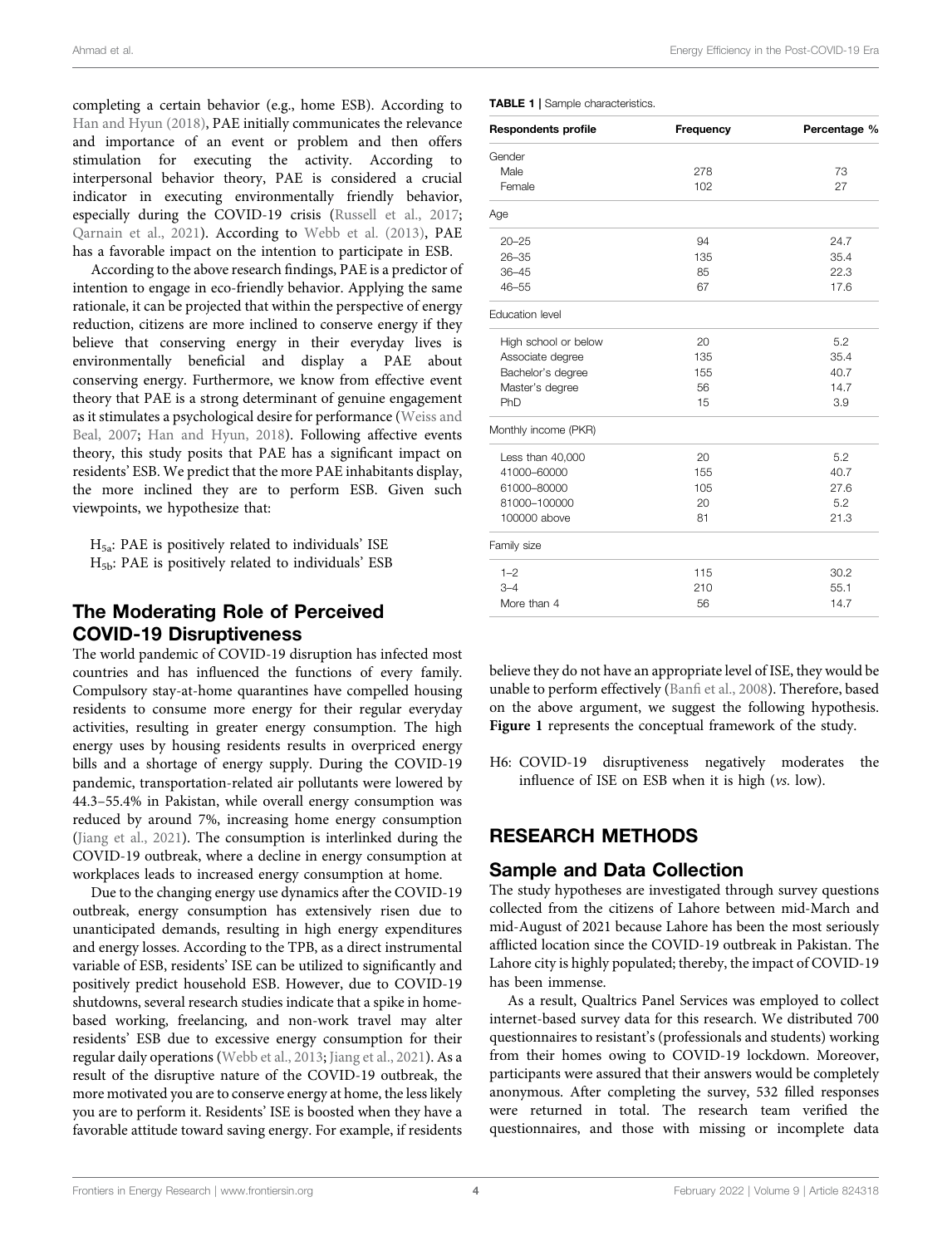completing a certain behavior (e.g., home ESB). According to Han and Hyun (2018), PAE initially communicates the relevance and importance of an event or problem and then offers stimulation for executing the activity. According to interpersonal behavior theory, PAE is considered a crucial indicator in executing environmentally friendly behavior, especially during the COVID-19 crisis (Russell et al., 2017; Qarnain et al., 2021). According to Webb et al. (2013), PAE has a favorable impact on the intention to participate in ESB.

According to the above research findings, PAE is a predictor of intention to engage in eco-friendly behavior. Applying the same rationale, it can be projected that within the perspective of energy reduction, citizens are more inclined to conserve energy if they believe that conserving energy in their everyday lives is environmentally beneficial and display a PAE about conserving energy. Furthermore, we know from effective event theory that PAE is a strong determinant of genuine engagement as it stimulates a psychological desire for performance (Weiss and Beal, 2007; Han and Hyun, 2018). Following affective events theory, this study posits that PAE has a significant impact on residents' ESB. We predict that the more PAE inhabitants display, the more inclined they are to perform ESB. Given such viewpoints, we hypothesize that:

$H_{5a}$: PAE is positively related to individuals' ISE
$H_{5b}$: PAE is positively related to individuals' ESB

## The Moderating Role of Perceived COVID-19 Disruptiveness

The world pandemic of COVID-19 disruption has infected most countries and has influenced the functions of every family. Compulsory stay-at-home quarantines have compelled housing residents to consume more energy for their regular everyday activities, resulting in greater energy consumption. The high energy uses by housing residents results in overpriced energy bills and a shortage of energy supply. During the COVID-19 pandemic, transportation-related air pollutants were lowered by 44.3–55.4% in Pakistan, while overall energy consumption was reduced by around 7%, increasing home energy consumption (Jiang et al., 2021). The consumption is interlinked during the COVID-19 outbreak, where a decline in energy consumption at workplaces leads to increased energy consumption at home.

Due to the changing energy use dynamics after the COVID-19 outbreak, energy consumption has extensively risen due to unanticipated demands, resulting in high energy expenditures and energy losses. According to the TPB, as a direct instrumental variable of ESB, residents' ISE can be utilized to significantly and positively predict household ESB. However, due to COVID-19 shutdowns, several research studies indicate that a spike in home-based working, freelancing, and non-work travel may alter residents' ESB due to excessive energy consumption for their regular daily operations (Webb et al., 2013; Jiang et al., 2021). As a result of the disruptive nature of the COVID-19 outbreak, the more motivated you are to conserve energy at home, the less likely you are to perform it. Residents' ISE is boosted when they have a favorable attitude toward saving energy. For example, if residents believe they do not have an appropriate level of ISE, they would be unable to perform effectively (Banfi et al., 2008). Therefore, based on the above argument, we suggest the following hypothesis. **Figure 1** represents the conceptual framework of the study.

H6: COVID-19 disruptiveness negatively moderates the influence of ISE on ESB when it is high (*vs.* low).

**TABLE 1** | Sample characteristics.

| Respondents profile | Frequency | Percentage % |
|---|---|---|
| Gender | | |
| Male | 278 | 73 |
| Female | 102 | 27 |
| Age | | |
| 20–25 | 94 | 24.7 |
| 26–35 | 135 | 35.4 |
| 36–45 | 85 | 22.3 |
| 46–55 | 67 | 17.6 |
| Education level | | |
| High school or below | 20 | 5.2 |
| Associate degree | 135 | 35.4 |
| Bachelor's degree | 155 | 40.7 |
| Master's degree | 56 | 14.7 |
| PhD | 15 | 3.9 |
| Monthly income (PKR) | | |
| Less than 40,000 | 20 | 5.2 |
| 41000–60000 | 155 | 40.7 |
| 61000–80000 | 105 | 27.6 |
| 81000–100000 | 20 | 5.2 |
| 100000 above | 81 | 21.3 |
| Family size | | |
| 1–2 | 115 | 30.2 |
| 3–4 | 210 | 55.1 |
| More than 4 | 56 | 14.7 |

# RESEARCH METHODS

## Sample and Data Collection

The study hypotheses are investigated through survey questions collected from the citizens of Lahore between mid-March and mid-August of 2021 because Lahore has been the most seriously afflicted location since the COVID-19 outbreak in Pakistan. The Lahore city is highly populated; thereby, the impact of COVID-19 has been immense.

As a result, Qualtrics Panel Services was employed to collect internet-based survey data for this research. We distributed 700 questionnaires to resistant's (professionals and students) working from their homes owing to COVID-19 lockdown. Moreover, participants were assured that their answers would be completely anonymous. After completing the survey, 532 filled responses were returned in total. The research team verified the questionnaires, and those with missing or incomplete data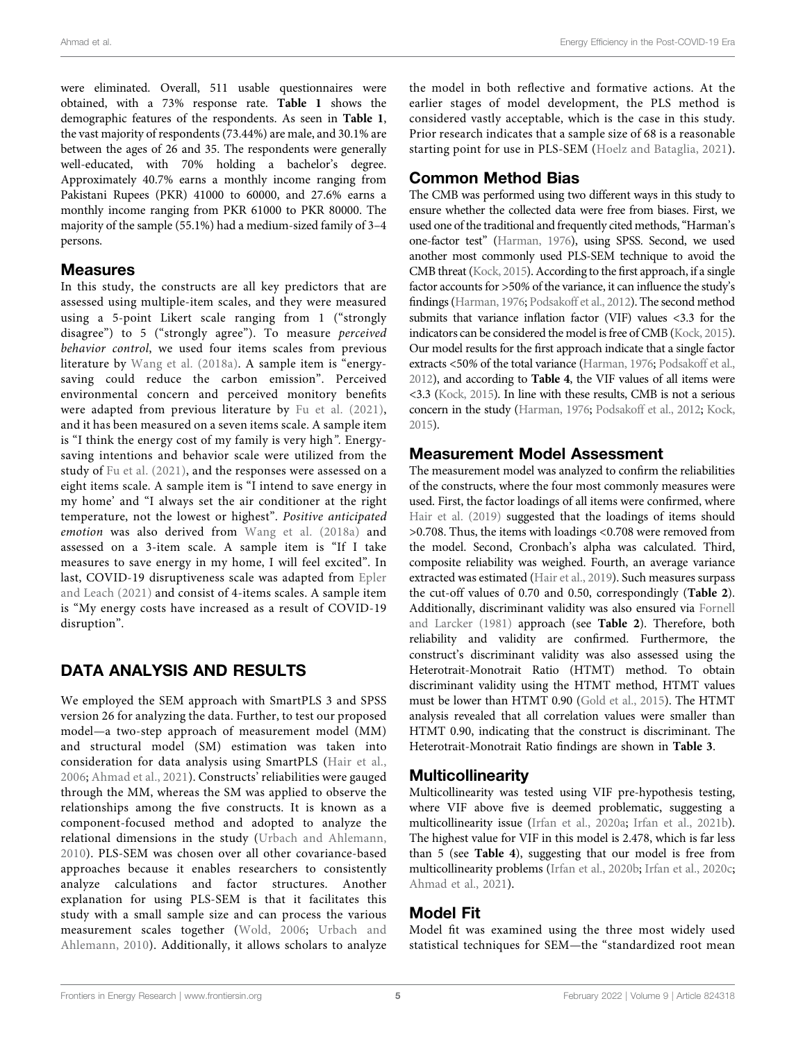were eliminated. Overall, 511 usable questionnaires were obtained, with a 73% response rate. **Table 1** shows the demographic features of the respondents. As seen in **Table 1**, the vast majority of respondents (73.44%) are male, and 30.1% are between the ages of 26 and 35. The respondents were generally well-educated, with 70% holding a bachelor's degree. Approximately 40.7% earns a monthly income ranging from Pakistani Rupees (PKR) 41000 to 60000, and 27.6% earns a monthly income ranging from PKR 61000 to PKR 80000. The majority of the sample (55.1%) had a medium-sized family of 3–4 persons.

## Measures

In this study, the constructs are all key predictors that are assessed using multiple-item scales, and they were measured using a 5-point Likert scale ranging from 1 ("strongly disagree") to 5 ("strongly agree"). To measure *perceived behavior control*, we used four items scales from previous literature by Wang et al. (2018a). A sample item is "energy-saving could reduce the carbon emission". Perceived environmental concern and perceived monitory benefits were adapted from previous literature by Fu et al. (2021), and it has been measured on a seven items scale. A sample item is "I think the energy cost of my family is very high". Energy-saving intentions and behavior scale were utilized from the study of Fu et al. (2021), and the responses were assessed on a eight items scale. A sample item is "I intend to save energy in my home' and "I always set the air conditioner at the right temperature, not the lowest or highest". *Positive anticipated emotion* was also derived from Wang et al. (2018a) and assessed on a 3-item scale. A sample item is "If I take measures to save energy in my home, I will feel excited". In last, COVID-19 disruptiveness scale was adapted from Epler and Leach (2021) and consist of 4-items scales. A sample item is "My energy costs have increased as a result of COVID-19 disruption".

# DATA ANALYSIS AND RESULTS

We employed the SEM approach with SmartPLS 3 and SPSS version 26 for analyzing the data. Further, to test our proposed model—a two-step approach of measurement model (MM) and structural model (SM) estimation was taken into consideration for data analysis using SmartPLS (Hair et al., 2006; Ahmad et al., 2021). Constructs' reliabilities were gauged through the MM, whereas the SM was applied to observe the relationships among the five constructs. It is known as a component-focused method and adopted to analyze the relational dimensions in the study (Urbach and Ahlemann, 2010). PLS-SEM was chosen over all other covariance-based approaches because it enables researchers to consistently analyze calculations and factor structures. Another explanation for using PLS-SEM is that it facilitates this study with a small sample size and can process the various measurement scales together (Wold, 2006; Urbach and Ahlemann, 2010). Additionally, it allows scholars to analyze the model in both reflective and formative actions. At the earlier stages of model development, the PLS method is considered vastly acceptable, which is the case in this study. Prior research indicates that a sample size of 68 is a reasonable starting point for use in PLS-SEM (Hoelz and Bataglia, 2021).

## Common Method Bias

The CMB was performed using two different ways in this study to ensure whether the collected data were free from biases. First, we used one of the traditional and frequently cited methods, "Harman's one-factor test" (Harman, 1976), using SPSS. Second, we used another most commonly used PLS-SEM technique to avoid the CMB threat (Kock, 2015). According to the first approach, if a single factor accounts for >50% of the variance, it can influence the study's findings (Harman, 1976; Podsakoff et al., 2012). The second method submits that variance inflation factor (VIF) values <3.3 for the indicators can be considered the model is free of CMB (Kock, 2015). Our model results for the first approach indicate that a single factor extracts <50% of the total variance (Harman, 1976; Podsakoff et al., 2012), and according to **Table 4**, the VIF values of all items were <3.3 (Kock, 2015). In line with these results, CMB is not a serious concern in the study (Harman, 1976; Podsakoff et al., 2012; Kock, 2015).

## Measurement Model Assessment

The measurement model was analyzed to confirm the reliabilities of the constructs, where the four most commonly measures were used. First, the factor loadings of all items were confirmed, where Hair et al. (2019) suggested that the loadings of items should >0.708. Thus, the items with loadings <0.708 were removed from the model. Second, Cronbach's alpha was calculated. Third, composite reliability was weighed. Fourth, an average variance extracted was estimated (Hair et al., 2019). Such measures surpass the cut-off values of 0.70 and 0.50, correspondingly (**Table 2**). Additionally, discriminant validity was also ensured via Fornell and Larcker (1981) approach (see **Table 2**). Therefore, both reliability and validity are confirmed. Furthermore, the construct's discriminant validity was also assessed using the Heterotrait-Monotrait Ratio (HTMT) method. To obtain discriminant validity using the HTMT method, HTMT values must be lower than HTMT 0.90 (Gold et al., 2015). The HTMT analysis revealed that all correlation values were smaller than HTMT 0.90, indicating that the construct is discriminant. The Heterotrait-Monotrait Ratio findings are shown in **Table 3**.

## Multicollinearity

Multicollinearity was tested using VIF pre-hypothesis testing, where VIF above five is deemed problematic, suggesting a multicollinearity issue (Irfan et al., 2020a; Irfan et al., 2021b). The highest value for VIF in this model is 2.478, which is far less than 5 (see **Table 4**), suggesting that our model is free from multicollinearity problems (Irfan et al., 2020b; Irfan et al., 2020c; Ahmad et al., 2021).

## Model Fit

Model fit was examined using the three most widely used statistical techniques for SEM—the "standardized root mean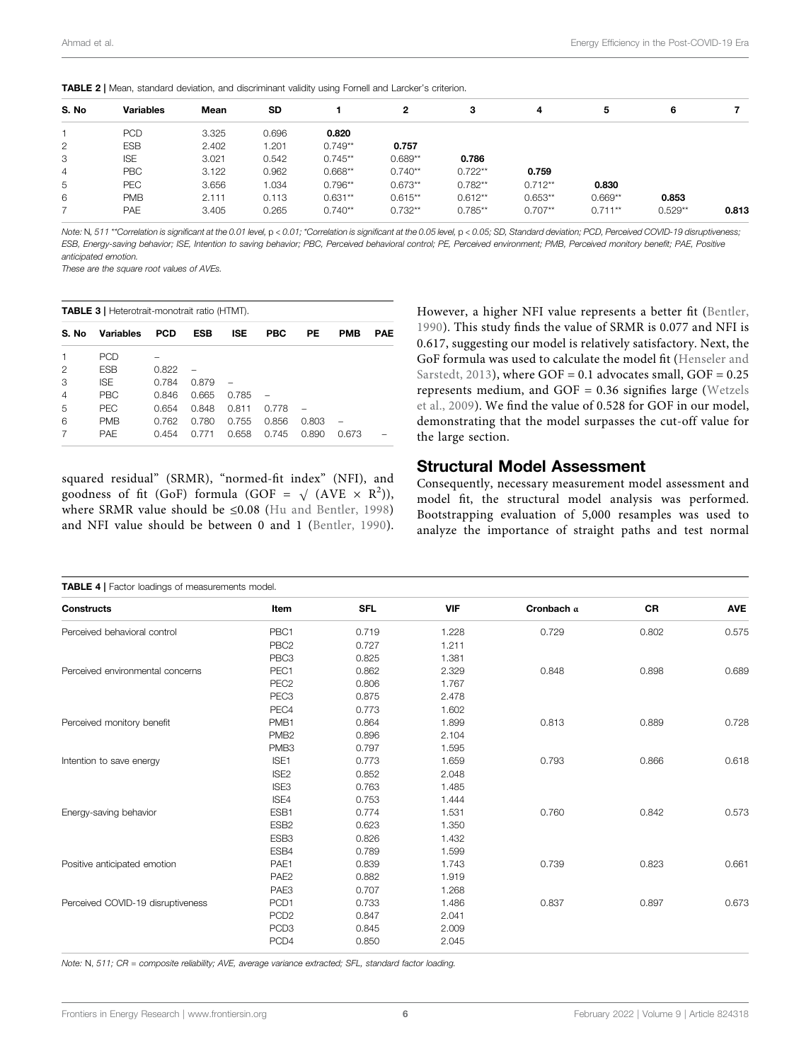**TABLE 2** | Mean, standard deviation, and discriminant validity using Fornell and Larcker's criterion.

| S. No | Variables | Mean | SD | 1 | 2 | 3 | 4 | 5 | 6 | 7 |
|---|---|---|---|---|---|---|---|---|---|---|
| 1 | PCD | 3.325 | 0.696 | **0.820** | | | | | | |
| 2 | ESB | 2.402 | 1.201 | 0.749** | **0.757** | | | | | |
| 3 | ISE | 3.021 | 0.542 | 0.745** | 0.689** | **0.786** | | | | |
| 4 | PBC | 3.122 | 0.962 | 0.668** | 0.740** | 0.722** | **0.759** | | | |
| 5 | PEC | 3.656 | 1.034 | 0.796** | 0.673** | 0.782** | 0.712** | **0.830** | | |
| 6 | PMB | 2.111 | 0.113 | 0.631** | 0.615** | 0.612** | 0.653** | 0.669** | **0.853** | |
| 7 | PAE | 3.405 | 0.265 | 0.740** | 0.732** | 0.785** | 0.707** | 0.711** | 0.529** | **0.813** |

*Note:* N, *511 **Correlation is significant at the 0.01 level,* p < *0.01; *Correlation is significant at the 0.05 level,* p < *0.05; SD, Standard deviation; PCD, Perceived COVID-19 disruptiveness; ESB, Energy-saving behavior; ISE, Intention to saving behavior; PBC, Perceived behavioral control; PE, Perceived environment; PMB, Perceived monitory benefit; PAE, Positive anticipated emotion.*

*These are the square root values of AVEs.*

**TABLE 3** | Heterotrait-monotrait ratio (HTMT).

| S. No | Variables | PCD | ESB | ISE | PBC | PE | PMB | PAE |
|---|---|---|---|---|---|---|---|---|
| 1 | PCD | – | | | | | | |
| 2 | ESB | 0.822 | – | | | | | |
| 3 | ISE | 0.784 | 0.879 | – | | | | |
| 4 | PBC | 0.846 | 0.665 | 0.785 | – | | | |
| 5 | PEC | 0.654 | 0.848 | 0.811 | 0.778 | – | | |
| 6 | PMB | 0.762 | 0.780 | 0.755 | 0.856 | 0.803 | – | |
| 7 | PAE | 0.454 | 0.771 | 0.658 | 0.745 | 0.890 | 0.673 | – |

squared residual" (SRMR), "normed-fit index" (NFI), and goodness of fit (GoF) formula ($GOF = \sqrt{(AVE \times R^2)}$), where SRMR value should be ≤0.08 (Hu and Bentler, 1998) and NFI value should be between 0 and 1 (Bentler, 1990). However, a higher NFI value represents a better fit (Bentler, 1990). This study finds the value of SRMR is 0.077 and NFI is 0.617, suggesting our model is relatively satisfactory. Next, the GoF formula was used to calculate the model fit (Henseler and Sarstedt, 2013), where GOF = 0.1 advocates small, GOF = 0.25 represents medium, and GOF = 0.36 signifies large (Wetzels et al., 2009). We find the value of 0.528 for GOF in our model, demonstrating that the model surpasses the cut-off value for the large section.

## Structural Model Assessment

Consequently, necessary measurement model assessment and model fit, the structural model analysis was performed. Bootstrapping evaluation of 5,000 resamples was used to analyze the importance of straight paths and test normal

**TABLE 4** | Factor loadings of measurements model.

| Constructs | Item | SFL | VIF | Cronbach α | CR | AVE |
|---|---|---|---|---|---|---|
| Perceived behavioral control | PBC1 | 0.719 | 1.228 | 0.729 | 0.802 | 0.575 |
| | PBC2 | 0.727 | 1.211 | | | |
| | PBC3 | 0.825 | 1.381 | | | |
| Perceived environmental concerns | PEC1 | 0.862 | 2.329 | 0.848 | 0.898 | 0.689 |
| | PEC2 | 0.806 | 1.767 | | | |
| | PEC3 | 0.875 | 2.478 | | | |
| | PEC4 | 0.773 | 1.602 | | | |
| Perceived monitory benefit | PMB1 | 0.864 | 1.899 | 0.813 | 0.889 | 0.728 |
| | PMB2 | 0.896 | 2.104 | | | |
| | PMB3 | 0.797 | 1.595 | | | |
| Intention to save energy | ISE1 | 0.773 | 1.659 | 0.793 | 0.866 | 0.618 |
| | ISE2 | 0.852 | 2.048 | | | |
| | ISE3 | 0.763 | 1.485 | | | |
| | ISE4 | 0.753 | 1.444 | | | |
| Energy-saving behavior | ESB1 | 0.774 | 1.531 | 0.760 | 0.842 | 0.573 |
| | ESB2 | 0.623 | 1.350 | | | |
| | ESB3 | 0.826 | 1.432 | | | |
| | ESB4 | 0.789 | 1.599 | | | |
| Positive anticipated emotion | PAE1 | 0.839 | 1.743 | 0.739 | 0.823 | 0.661 |
| | PAE2 | 0.882 | 1.919 | | | |
| | PAE3 | 0.707 | 1.268 | | | |
| Perceived COVID-19 disruptiveness | PCD1 | 0.733 | 1.486 | 0.837 | 0.897 | 0.673 |
| | PCD2 | 0.847 | 2.041 | | | |
| | PCD3 | 0.845 | 2.009 | | | |
| | PCD4 | 0.850 | 2.045 | | | |

*Note:* N, *511; CR = composite reliability; AVE, average variance extracted; SFL, standard factor loading.*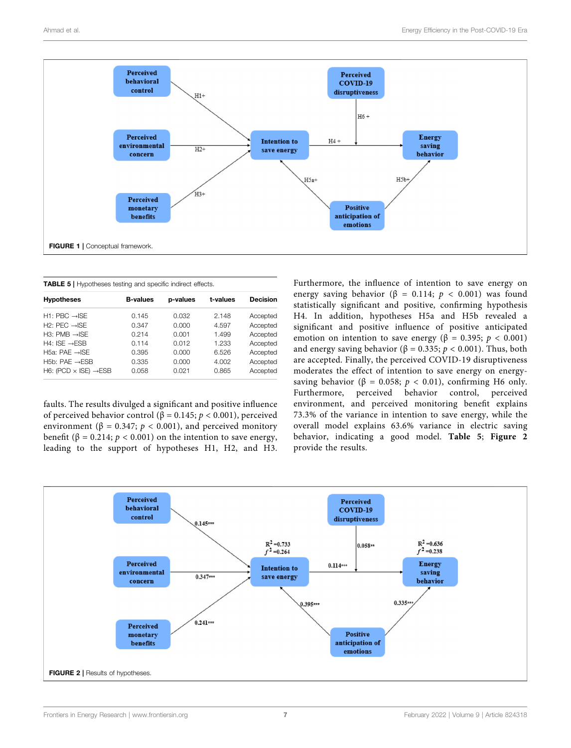FIGURE 1 | Conceptual framework.

**TABLE 5** | Hypotheses testing and specific indirect effects.

| Hypotheses | B-values | p-values | t-values | Decision |
|---|---|---|---|---|
| H1: PBC →ISE | 0.145 | 0.032 | 2.148 | Accepted |
| H2: PEC →ISE | 0.347 | 0.000 | 4.597 | Accepted |
| H3: PMB →ISE | 0.214 | 0.001 | 1.499 | Accepted |
| H4: ISE →ESB | 0.114 | 0.012 | 1.233 | Accepted |
| H5a: PAE →ISE | 0.395 | 0.000 | 6.526 | Accepted |
| H5b: PAE →ESB | 0.335 | 0.000 | 4.002 | Accepted |
| H6: (PCD × ISE) →ESB | 0.058 | 0.021 | 0.865 | Accepted |

faults. The results divulged a significant and positive influence of perceived behavior control (β = 0.145; $p < 0.001$), perceived environment (β = 0.347; $p < 0.001$), and perceived monitory benefit (β = 0.214; $p < 0.001$) on the intention to save energy, leading to the support of hypotheses H1, H2, and H3.

Furthermore, the influence of intention to save energy on energy saving behavior (β = 0.114; $p < 0.001$) was found statistically significant and positive, confirming hypothesis H4. In addition, hypotheses H5a and H5b revealed a significant and positive influence of positive anticipated emotion on intention to save energy (β = 0.395; $p < 0.001$) and energy saving behavior (β = 0.335; $p < 0.001$). Thus, both are accepted. Finally, the perceived COVID-19 disruptiveness moderates the effect of intention to save energy on energy-saving behavior (β = 0.058; $p < 0.01$), confirming H6 only. Furthermore, perceived behavior control, perceived environment, and perceived monitoring benefit explains 73.3% of the variance in intention to save energy, while the overall model explains 63.6% variance in electric saving behavior, indicating a good model. **Table 5**; **Figure 2** provide the results.

FIGURE 2 | Results of hypotheses.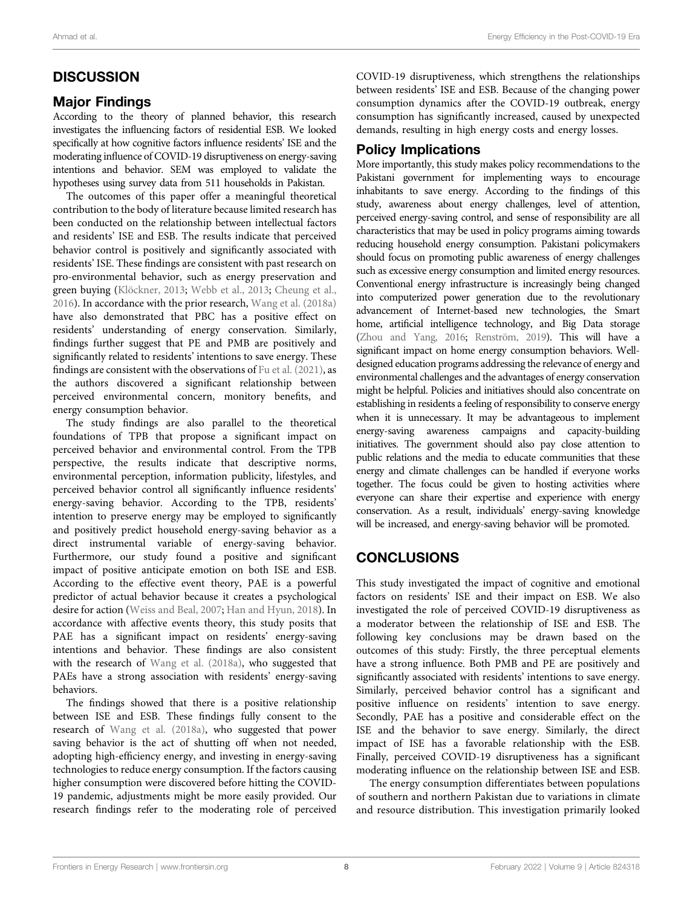## DISCUSSION

### Major Findings

According to the theory of planned behavior, this research investigates the influencing factors of residential ESB. We looked specifically at how cognitive factors influence residents' ISE and the moderating influence of COVID-19 disruptiveness on energy-saving intentions and behavior. SEM was employed to validate the hypotheses using survey data from 511 households in Pakistan.

The outcomes of this paper offer a meaningful theoretical contribution to the body of literature because limited research has been conducted on the relationship between intellectual factors and residents' ISE and ESB. The results indicate that perceived behavior control is positively and significantly associated with residents' ISE. These findings are consistent with past research on pro-environmental behavior, such as energy preservation and green buying (Klöckner, 2013; Webb et al., 2013; Cheung et al., 2016). In accordance with the prior research, Wang et al. (2018a) have also demonstrated that PBC has a positive effect on residents' understanding of energy conservation. Similarly, findings further suggest that PE and PMB are positively and significantly related to residents' intentions to save energy. These findings are consistent with the observations of Fu et al. (2021), as the authors discovered a significant relationship between perceived environmental concern, monitory benefits, and energy consumption behavior.

The study findings are also parallel to the theoretical foundations of TPB that propose a significant impact on perceived behavior and environmental control. From the TPB perspective, the results indicate that descriptive norms, environmental perception, information publicity, lifestyles, and perceived behavior control all significantly influence residents' energy-saving behavior. According to the TPB, residents' intention to preserve energy may be employed to significantly and positively predict household energy-saving behavior as a direct instrumental variable of energy-saving behavior. Furthermore, our study found a positive and significant impact of positive anticipate emotion on both ISE and ESB. According to the effective event theory, PAE is a powerful predictor of actual behavior because it creates a psychological desire for action (Weiss and Beal, 2007; Han and Hyun, 2018). In accordance with affective events theory, this study posits that PAE has a significant impact on residents' energy-saving intentions and behavior. These findings are also consistent with the research of Wang et al. (2018a), who suggested that PAEs have a strong association with residents' energy-saving behaviors.

The findings showed that there is a positive relationship between ISE and ESB. These findings fully consent to the research of Wang et al. (2018a), who suggested that power saving behavior is the act of shutting off when not needed, adopting high-efficiency energy, and investing in energy-saving technologies to reduce energy consumption. If the factors causing higher consumption were discovered before hitting the COVID-19 pandemic, adjustments might be more easily provided. Our research findings refer to the moderating role of perceived COVID-19 disruptiveness, which strengthens the relationships between residents' ISE and ESB. Because of the changing power consumption dynamics after the COVID-19 outbreak, energy consumption has significantly increased, caused by unexpected demands, resulting in high energy costs and energy losses.

### Policy Implications

More importantly, this study makes policy recommendations to the Pakistani government for implementing ways to encourage inhabitants to save energy. According to the findings of this study, awareness about energy challenges, level of attention, perceived energy-saving control, and sense of responsibility are all characteristics that may be used in policy programs aiming towards reducing household energy consumption. Pakistani policymakers should focus on promoting public awareness of energy challenges such as excessive energy consumption and limited energy resources. Conventional energy infrastructure is increasingly being changed into computerized power generation due to the revolutionary advancement of Internet-based new technologies, the Smart home, artificial intelligence technology, and Big Data storage (Zhou and Yang, 2016; Renström, 2019). This will have a significant impact on home energy consumption behaviors. Well-designed education programs addressing the relevance of energy and environmental challenges and the advantages of energy conservation might be helpful. Policies and initiatives should also concentrate on establishing in residents a feeling of responsibility to conserve energy when it is unnecessary. It may be advantageous to implement energy-saving awareness campaigns and capacity-building initiatives. The government should also pay close attention to public relations and the media to educate communities that these energy and climate challenges can be handled if everyone works together. The focus could be given to hosting activities where everyone can share their expertise and experience with energy conservation. As a result, individuals' energy-saving knowledge will be increased, and energy-saving behavior will be promoted.

## CONCLUSIONS

This study investigated the impact of cognitive and emotional factors on residents' ISE and their impact on ESB. We also investigated the role of perceived COVID-19 disruptiveness as a moderator between the relationship of ISE and ESB. The following key conclusions may be drawn based on the outcomes of this study: Firstly, the three perceptual elements have a strong influence. Both PMB and PE are positively and significantly associated with residents' intentions to save energy. Similarly, perceived behavior control has a significant and positive influence on residents' intention to save energy. Secondly, PAE has a positive and considerable effect on the ISE and the behavior to save energy. Similarly, the direct impact of ISE has a favorable relationship with the ESB. Finally, perceived COVID-19 disruptiveness has a significant moderating influence on the relationship between ISE and ESB.

The energy consumption differentiates between populations of southern and northern Pakistan due to variations in climate and resource distribution. This investigation primarily looked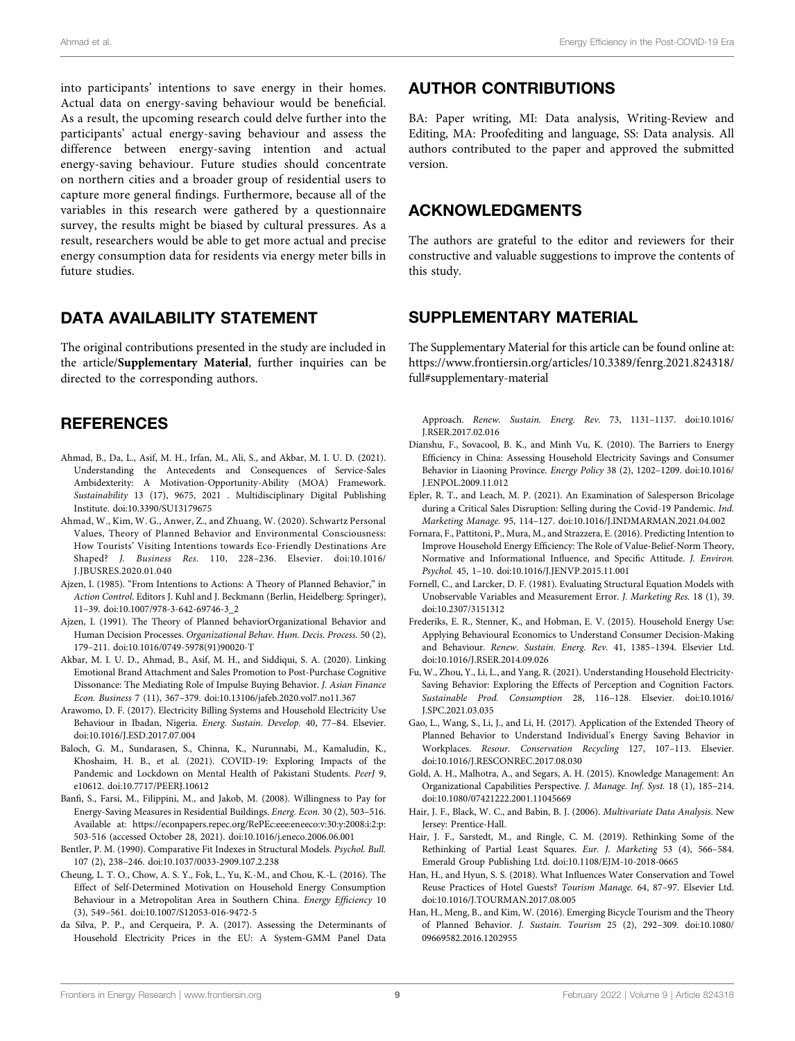into participants' intentions to save energy in their homes. Actual data on energy-saving behaviour would be beneficial. As a result, the upcoming research could delve further into the participants' actual energy-saving behaviour and assess the difference between energy-saving intention and actual energy-saving behaviour. Future studies should concentrate on northern cities and a broader group of residential users to capture more general findings. Furthermore, because all of the variables in this research were gathered by a questionnaire survey, the results might be biased by cultural pressures. As a result, researchers would be able to get more actual and precise energy consumption data for residents via energy meter bills in future studies.

## DATA AVAILABILITY STATEMENT

The original contributions presented in the study are included in the article/**Supplementary Material**, further inquiries can be directed to the corresponding authors.

## AUTHOR CONTRIBUTIONS

BA: Paper writing, MI: Data analysis, Writing-Review and Editing, MA: Proofediting and language, SS: Data analysis. All authors contributed to the paper and approved the submitted version.

## ACKNOWLEDGMENTS

The authors are grateful to the editor and reviewers for their constructive and valuable suggestions to improve the contents of this study.

## SUPPLEMENTARY MATERIAL

The Supplementary Material for this article can be found online at: https://www.frontiersin.org/articles/10.3389/fenrg.2021.824318/full#supplementary-material

## REFERENCES

- Ahmad, B., Da, L., Asif, M. H., Irfan, M., Ali, S., and Akbar, M. I. U. D. (2021). Understanding the Antecedents and Consequences of Service-Sales Ambidexterity: A Motivation-Opportunity-Ability (MOA) Framework. *Sustainability* 13 (17), 9675, 2021 . Multidisciplinary Digital Publishing Institute. doi:10.3390/SU13179675
- Ahmad, W., Kim, W. G., Anwer, Z., and Zhuang, W. (2020). Schwartz Personal Values, Theory of Planned Behavior and Environmental Consciousness: How Tourists' Visiting Intentions towards Eco-Friendly Destinations Are Shaped? *J. Business Res.* 110, 228–236. Elsevier. doi:10.1016/J.JBUSRES.2020.01.040
- Ajzen, I. (1985). "From Intentions to Actions: A Theory of Planned Behavior," in *Action Control*. Editors J. Kuhl and J. Beckmann (Berlin, Heidelberg: Springer), 11–39. doi:10.1007/978-3-642-69746-3_2
- Ajzen, I. (1991). The Theory of Planned behaviorOrganizational Behavior and Human Decision Processes. *Organizational Behav. Hum. Decis. Process.* 50 (2), 179–211. doi:10.1016/0749-5978(91)90020-T
- Akbar, M. I. U. D., Ahmad, B., Asif, M. H., and Siddiqui, S. A. (2020). Linking Emotional Brand Attachment and Sales Promotion to Post-Purchase Cognitive Dissonance: The Mediating Role of Impulse Buying Behavior. *J. Asian Finance Econ. Business* 7 (11), 367–379. doi:10.13106/jafeb.2020.vol7.no11.367
- Arawomo, D. F. (2017). Electricity Billing Systems and Household Electricity Use Behaviour in Ibadan, Nigeria. *Energ. Sustain. Develop.* 40, 77–84. Elsevier. doi:10.1016/J.ESD.2017.07.004
- Baloch, G. M., Sundarasen, S., Chinna, K., Nurunnabi, M., Kamaludin, K., Khoshaim, H. B., et al. (2021). COVID-19: Exploring Impacts of the Pandemic and Lockdown on Mental Health of Pakistani Students. *PeerJ* 9, e10612. doi:10.7717/PEERJ.10612
- Banfi, S., Farsi, M., Filippini, M., and Jakob, M. (2008). Willingness to Pay for Energy-Saving Measures in Residential Buildings. *Energ. Econ.* 30 (2), 503–516. Available at: https://econpapers.repec.org/RePEc:eee:eneeco:v:30:y:2008:i:2:p:503-516 (accessed October 28, 2021). doi:10.1016/j.eneco.2006.06.001
- Bentler, P. M. (1990). Comparative Fit Indexes in Structural Models. *Psychol. Bull.* 107 (2), 238–246. doi:10.1037/0033-2909.107.2.238
- Cheung, L. T. O., Chow, A. S. Y., Fok, L., Yu, K.-M., and Chou, K.-L. (2016). The Effect of Self-Determined Motivation on Household Energy Consumption Behaviour in a Metropolitan Area in Southern China. *Energy Efficiency* 10 (3), 549–561. doi:10.1007/S12053-016-9472-5
- da Silva, P. P., and Cerqueira, P. A. (2017). Assessing the Determinants of Household Electricity Prices in the EU: A System-GMM Panel Data Approach. *Renew. Sustain. Energ. Rev.* 73, 1131–1137. doi:10.1016/J.RSER.2017.02.016
- Dianshu, F., Sovacool, B. K., and Minh Vu, K. (2010). The Barriers to Energy Efficiency in China: Assessing Household Electricity Savings and Consumer Behavior in Liaoning Province. *Energy Policy* 38 (2), 1202–1209. doi:10.1016/J.ENPOL.2009.11.012
- Epler, R. T., and Leach, M. P. (2021). An Examination of Salesperson Bricolage during a Critical Sales Disruption: Selling during the Covid-19 Pandemic. *Ind. Marketing Manage.* 95, 114–127. doi:10.1016/J.INDMARMAN.2021.04.002
- Fornara, F., Pattitoni, P., Mura, M., and Strazzera, E. (2016). Predicting Intention to Improve Household Energy Efficiency: The Role of Value-Belief-Norm Theory, Normative and Informational Influence, and Specific Attitude. *J. Environ. Psychol.* 45, 1–10. doi:10.1016/J.JENVP.2015.11.001
- Fornell, C., and Larcker, D. F. (1981). Evaluating Structural Equation Models with Unobservable Variables and Measurement Error. *J. Marketing Res.* 18 (1), 39. doi:10.2307/3151312
- Frederiks, E. R., Stenner, K., and Hobman, E. V. (2015). Household Energy Use: Applying Behavioural Economics to Understand Consumer Decision-Making and Behaviour. *Renew. Sustain. Energ. Rev.* 41, 1385–1394. Elsevier Ltd. doi:10.1016/J.RSER.2014.09.026
- Fu, W., Zhou, Y., Li, L., and Yang, R. (2021). Understanding Household Electricity-Saving Behavior: Exploring the Effects of Perception and Cognition Factors. *Sustainable Prod. Consumption* 28, 116–128. Elsevier. doi:10.1016/J.SPC.2021.03.035
- Gao, L., Wang, S., Li, J., and Li, H. (2017). Application of the Extended Theory of Planned Behavior to Understand Individual's Energy Saving Behavior in Workplaces. *Resour. Conservation Recycling* 127, 107–113. Elsevier. doi:10.1016/J.RESCONREC.2017.08.030
- Gold, A. H., Malhotra, A., and Segars, A. H. (2015). Knowledge Management: An Organizational Capabilities Perspective. *J. Manage. Inf. Syst.* 18 (1), 185–214. doi:10.1080/07421222.2001.11045669
- Hair, J. F., Black, W. C., and Babin, B. J. (2006). *Multivariate Data Analysis*. New Jersey: Prentice-Hall.
- Hair, J. F., Sarstedt, M., and Ringle, C. M. (2019). Rethinking Some of the Rethinking of Partial Least Squares. *Eur. J. Marketing* 53 (4), 566–584. Emerald Group Publishing Ltd. doi:10.1108/EJM-10-2018-0665
- Han, H., and Hyun, S. S. (2018). What Influences Water Conservation and Towel Reuse Practices of Hotel Guests? *Tourism Manage.* 64, 87–97. Elsevier Ltd. doi:10.1016/J.TOURMAN.2017.08.005
- Han, H., Meng, B., and Kim, W. (2016). Emerging Bicycle Tourism and the Theory of Planned Behavior. *J. Sustain. Tourism* 25 (2), 292–309. doi:10.1080/09669582.2016.1202955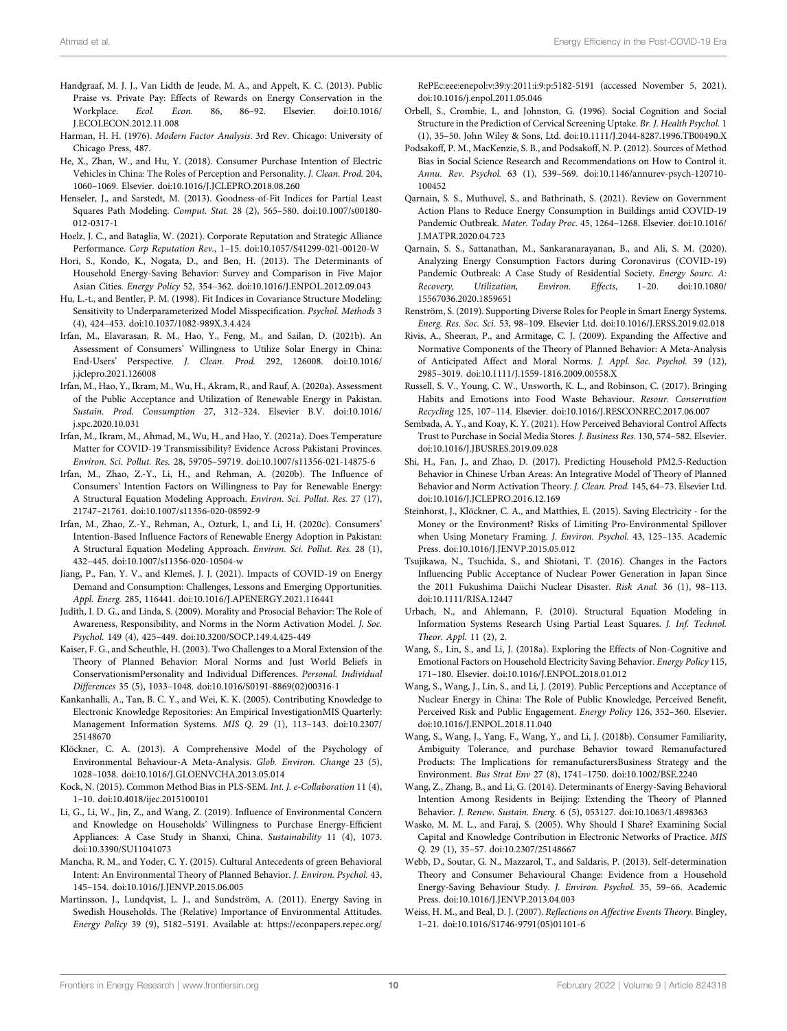Handgraaf, M. J. J., Van Lidth de Jeude, M. A., and Appelt, K. C. (2013). Public Praise vs. Private Pay: Effects of Rewards on Energy Conservation in the Workplace. *Ecol. Econ.* 86, 86–92. Elsevier. doi:10.1016/J.ECOLECON.2012.11.008

Harman, H. H. (1976). *Modern Factor Analysis*. 3rd Rev. Chicago: University of Chicago Press, 487.

He, X., Zhan, W., and Hu, Y. (2018). Consumer Purchase Intention of Electric Vehicles in China: The Roles of Perception and Personality. *J. Clean. Prod.* 204, 1060–1069. Elsevier. doi:10.1016/J.JCLEPRO.2018.08.260

Henseler, J., and Sarstedt, M. (2013). Goodness-of-Fit Indices for Partial Least Squares Path Modeling. *Comput. Stat.* 28 (2), 565–580. doi:10.1007/s00180-012-0317-1

Hoelz, J. C., and Bataglia, W. (2021). Corporate Reputation and Strategic Alliance Performance. *Corp Reputation Rev.*, 1–15. doi:10.1057/S41299-021-00120-W

Hori, S., Kondo, K., Nogata, D., and Ben, H. (2013). The Determinants of Household Energy-Saving Behavior: Survey and Comparison in Five Major Asian Cities. *Energy Policy* 52, 354–362. doi:10.1016/J.ENPOL.2012.09.043

Hu, L.-t., and Bentler, P. M. (1998). Fit Indices in Covariance Structure Modeling: Sensitivity to Underparameterized Model Misspecification. *Psychol. Methods* 3 (4), 424–453. doi:10.1037/1082-989X.3.4.424

Irfan, M., Elavarasan, R. M., Hao, Y., Feng, M., and Sailan, D. (2021b). An Assessment of Consumers' Willingness to Utilize Solar Energy in China: End-Users' Perspective. *J. Clean. Prod.* 292, 126008. doi:10.1016/j.jclepro.2021.126008

Irfan, M., Hao, Y., Ikram, M., Wu, H., Akram, R., and Rauf, A. (2020a). Assessment of the Public Acceptance and Utilization of Renewable Energy in Pakistan. *Sustain. Prod. Consumption* 27, 312–324. Elsevier B.V. doi:10.1016/j.spc.2020.10.031

Irfan, M., Ikram, M., Ahmad, M., Wu, H., and Hao, Y. (2021a). Does Temperature Matter for COVID-19 Transmissibility? Evidence Across Pakistani Provinces. *Environ. Sci. Pollut. Res.* 28, 59705–59719. doi:10.1007/s11356-021-14875-6

Irfan, M., Zhao, Z.-Y., Li, H., and Rehman, A. (2020b). The Influence of Consumers' Intention Factors on Willingness to Pay for Renewable Energy: A Structural Equation Modeling Approach. *Environ. Sci. Pollut. Res.* 27 (17), 21747–21761. doi:10.1007/s11356-020-08592-9

Irfan, M., Zhao, Z.-Y., Rehman, A., Ozturk, I., and Li, H. (2020c). Consumers' Intention-Based Influence Factors of Renewable Energy Adoption in Pakistan: A Structural Equation Modeling Approach. *Environ. Sci. Pollut. Res.* 28 (1), 432–445. doi:10.1007/s11356-020-10504-w

Jiang, P., Fan, Y. V., and Klemeš, J. J. (2021). Impacts of COVID-19 on Energy Demand and Consumption: Challenges, Lessons and Emerging Opportunities. *Appl. Energ.* 285, 116441. doi:10.1016/J.APENERGY.2021.116441

Judith, I. D. G., and Linda, S. (2009). Morality and Prosocial Behavior: The Role of Awareness, Responsibility, and Norms in the Norm Activation Model. *J. Soc. Psychol.* 149 (4), 425–449. doi:10.3200/SOCP.149.4.425-449

Kaiser, F. G., and Scheuthle, H. (2003). Two Challenges to a Moral Extension of the Theory of Planned Behavior: Moral Norms and Just World Beliefs in ConservationismPersonality and Individual Differences. *Personal. Individual Differences* 35 (5), 1033–1048. doi:10.1016/S0191-8869(02)00316-1

Kankanhalli, A., Tan, B. C. Y., and Wei, K. K. (2005). Contributing Knowledge to Electronic Knowledge Repositories: An Empirical InvestigationMIS Quarterly: Management Information Systems. *MIS Q.* 29 (1), 113–143. doi:10.2307/25148670

Klöckner, C. A. (2013). A Comprehensive Model of the Psychology of Environmental Behaviour-A Meta-Analysis. *Glob. Environ. Change* 23 (5), 1028–1038. doi:10.1016/J.GLOENVCHA.2013.05.014

Kock, N. (2015). Common Method Bias in PLS-SEM. *Int. J. e-Collaboration* 11 (4), 1–10. doi:10.4018/ijec.2015100101

Li, G., Li, W., Jin, Z., and Wang, Z. (2019). Influence of Environmental Concern and Knowledge on Households' Willingness to Purchase Energy-Efficient Appliances: A Case Study in Shanxi, China. *Sustainability* 11 (4), 1073. doi:10.3390/SU11041073

Mancha, R. M., and Yoder, C. Y. (2015). Cultural Antecedents of green Behavioral Intent: An Environmental Theory of Planned Behavior. *J. Environ. Psychol.* 43, 145–154. doi:10.1016/J.JENVP.2015.06.005

Martinsson, J., Lundqvist, L. J., and Sundström, A. (2011). Energy Saving in Swedish Households. The (Relative) Importance of Environmental Attitudes. *Energy Policy* 39 (9), 5182–5191. Available at: https://econpapers.repec.org/RePEc:eee:enepol:v:39:y:2011:i:9:p:5182-5191 (accessed November 5, 2021). doi:10.1016/j.enpol.2011.05.046

Orbell, S., Crombie, I., and Johnston, G. (1996). Social Cognition and Social Structure in the Prediction of Cervical Screening Uptake. *Br. J. Health Psychol.* 1 (1), 35–50. John Wiley & Sons, Ltd. doi:10.1111/J.2044-8287.1996.TB00490.X

Podsakoff, P. M., MacKenzie, S. B., and Podsakoff, N. P. (2012). Sources of Method Bias in Social Science Research and Recommendations on How to Control it. *Annu. Rev. Psychol.* 63 (1), 539–569. doi:10.1146/annurev-psych-120710-100452

Qarnain, S. S., Muthuvel, S., and Bathrinath, S. (2021). Review on Government Action Plans to Reduce Energy Consumption in Buildings amid COVID-19 Pandemic Outbreak. *Mater. Today Proc.* 45, 1264–1268. Elsevier. doi:10.1016/J.MATPR.2020.04.723

Qarnain, S. S., Sattanathan, M., Sankaranarayanan, B., and Ali, S. M. (2020). Analyzing Energy Consumption Factors during Coronavirus (COVID-19) Pandemic Outbreak: A Case Study of Residential Society. *Energy Sourc. A: Recovery, Utilization, Environ. Effects*, 1–20. doi:10.1080/15567036.2020.1859651

Renström, S. (2019). Supporting Diverse Roles for People in Smart Energy Systems. *Energ. Res. Soc. Sci.* 53, 98–109. Elsevier Ltd. doi:10.1016/J.ERSS.2019.02.018

Rivis, A., Sheeran, P., and Armitage, C. J. (2009). Expanding the Affective and Normative Components of the Theory of Planned Behavior: A Meta-Analysis of Anticipated Affect and Moral Norms. *J. Appl. Soc. Psychol.* 39 (12), 2985–3019. doi:10.1111/J.1559-1816.2009.00558.X

Russell, S. V., Young, C. W., Unsworth, K. L., and Robinson, C. (2017). Bringing Habits and Emotions into Food Waste Behaviour. *Resour. Conservation Recycling* 125, 107–114. Elsevier. doi:10.1016/J.RESCONREC.2017.06.007

Sembada, A. Y., and Koay, K. Y. (2021). How Perceived Behavioral Control Affects Trust to Purchase in Social Media Stores. *J. Business Res.* 130, 574–582. Elsevier. doi:10.1016/J.JBUSRES.2019.09.028

Shi, H., Fan, J., and Zhao, D. (2017). Predicting Household PM2.5-Reduction Behavior in Chinese Urban Areas: An Integrative Model of Theory of Planned Behavior and Norm Activation Theory. *J. Clean. Prod.* 145, 64–73. Elsevier Ltd. doi:10.1016/J.JCLEPRO.2016.12.169

Steinhorst, J., Klöckner, C. A., and Matthies, E. (2015). Saving Electricity - for the Money or the Environment? Risks of Limiting Pro-Environmental Spillover when Using Monetary Framing. *J. Environ. Psychol.* 43, 125–135. Academic Press. doi:10.1016/J.JENVP.2015.05.012

Tsujikawa, N., Tsuchida, S., and Shiotani, T. (2016). Changes in the Factors Influencing Public Acceptance of Nuclear Power Generation in Japan Since the 2011 Fukushima Daiichi Nuclear Disaster. *Risk Anal.* 36 (1), 98–113. doi:10.1111/RISA.12447

Urbach, N., and Ahlemann, F. (2010). Structural Equation Modeling in Information Systems Research Using Partial Least Squares. *J. Inf. Technol. Theor. Appl.* 11 (2), 2.

Wang, S., Lin, S., and Li, J. (2018a). Exploring the Effects of Non-Cognitive and Emotional Factors on Household Electricity Saving Behavior. *Energy Policy* 115, 171–180. Elsevier. doi:10.1016/J.ENPOL.2018.01.012

Wang, S., Wang, J., Lin, S., and Li, J. (2019). Public Perceptions and Acceptance of Nuclear Energy in China: The Role of Public Knowledge, Perceived Benefit, Perceived Risk and Public Engagement. *Energy Policy* 126, 352–360. Elsevier. doi:10.1016/J.ENPOL.2018.11.040

Wang, S., Wang, J., Yang, F., Wang, Y., and Li, J. (2018b). Consumer Familiarity, Ambiguity Tolerance, and purchase Behavior toward Remanufactured Products: The Implications for remanufacturersBusiness Strategy and the Environment. *Bus Strat Env* 27 (8), 1741–1750. doi:10.1002/BSE.2240

Wang, Z., Zhang, B., and Li, G. (2014). Determinants of Energy-Saving Behavioral Intention Among Residents in Beijing: Extending the Theory of Planned Behavior. *J. Renew. Sustain. Energ.* 6 (5), 053127. doi:10.1063/1.4898363

Wasko, M. M. L., and Faraj, S. (2005). Why Should I Share? Examining Social Capital and Knowledge Contribution in Electronic Networks of Practice. *MIS Q.* 29 (1), 35–57. doi:10.2307/25148667

Webb, D., Soutar, G. N., Mazzarol, T., and Saldaris, P. (2013). Self-determination Theory and Consumer Behavioural Change: Evidence from a Household Energy-Saving Behaviour Study. *J. Environ. Psychol.* 35, 59–66. Academic Press. doi:10.1016/J.JENVP.2013.04.003

Weiss, H. M., and Beal, D. J. (2007). *Reflections on Affective Events Theory*. Bingley, 1–21. doi:10.1016/S1746-9791(05)01101-6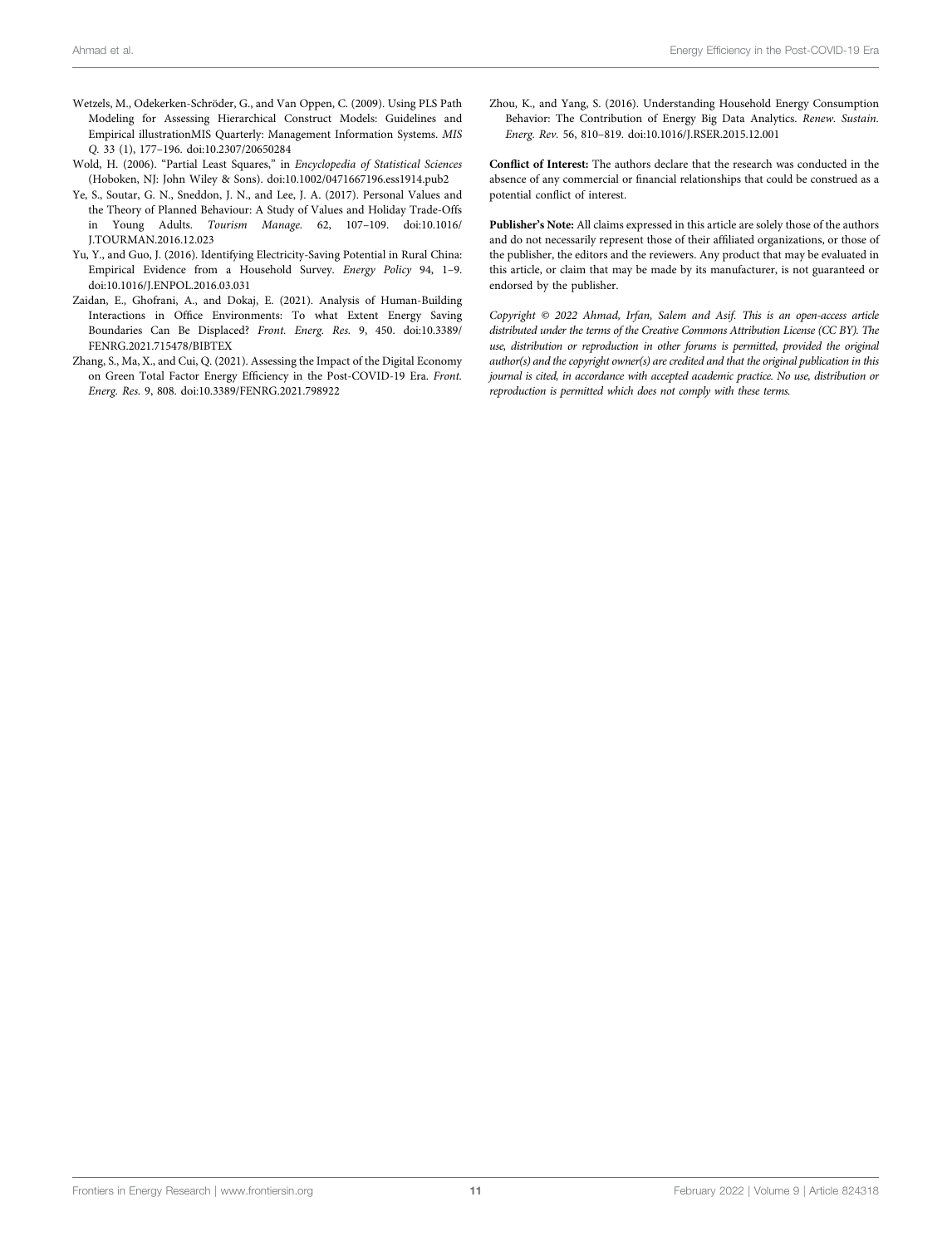Wetzels, M., Odekerken-Schröder, G., and Van Oppen, C. (2009). Using PLS Path Modeling for Assessing Hierarchical Construct Models: Guidelines and Empirical illustrationMIS Quarterly: Management Information Systems. *MIS Q.* 33 (1), 177–196. doi:10.2307/20650284

Wold, H. (2006). "Partial Least Squares," in *Encyclopedia of Statistical Sciences* (Hoboken, NJ: John Wiley & Sons). doi:10.1002/0471667196.ess1914.pub2

Ye, S., Soutar, G. N., Sneddon, J. N., and Lee, J. A. (2017). Personal Values and the Theory of Planned Behaviour: A Study of Values and Holiday Trade-Offs in Young Adults. *Tourism Manage.* 62, 107–109. doi:10.1016/J.TOURMAN.2016.12.023

Yu, Y., and Guo, J. (2016). Identifying Electricity-Saving Potential in Rural China: Empirical Evidence from a Household Survey. *Energy Policy* 94, 1–9. doi:10.1016/J.ENPOL.2016.03.031

Zaidan, E., Ghofrani, A., and Dokaj, E. (2021). Analysis of Human-Building Interactions in Office Environments: To what Extent Energy Saving Boundaries Can Be Displaced? *Front. Energ. Res.* 9, 450. doi:10.3389/FENRG.2021.715478/BIBTEX

Zhang, S., Ma, X., and Cui, Q. (2021). Assessing the Impact of the Digital Economy on Green Total Factor Energy Efficiency in the Post-COVID-19 Era. *Front. Energ. Res.* 9, 808. doi:10.3389/FENRG.2021.798922

Zhou, K., and Yang, S. (2016). Understanding Household Energy Consumption Behavior: The Contribution of Energy Big Data Analytics. *Renew. Sustain. Energ. Rev.* 56, 810–819. doi:10.1016/J.RSER.2015.12.001

**Conflict of Interest:** The authors declare that the research was conducted in the absence of any commercial or financial relationships that could be construed as a potential conflict of interest.

**Publisher's Note:** All claims expressed in this article are solely those of the authors and do not necessarily represent those of their affiliated organizations, or those of the publisher, the editors and the reviewers. Any product that may be evaluated in this article, or claim that may be made by its manufacturer, is not guaranteed or endorsed by the publisher.

*Copyright © 2022 Ahmad, Irfan, Salem and Asif. This is an open-access article distributed under the terms of the Creative Commons Attribution License (CC BY). The use, distribution or reproduction in other forums is permitted, provided the original author(s) and the copyright owner(s) are credited and that the original publication in this journal is cited, in accordance with accepted academic practice. No use, distribution or reproduction is permitted which does not comply with these terms.*